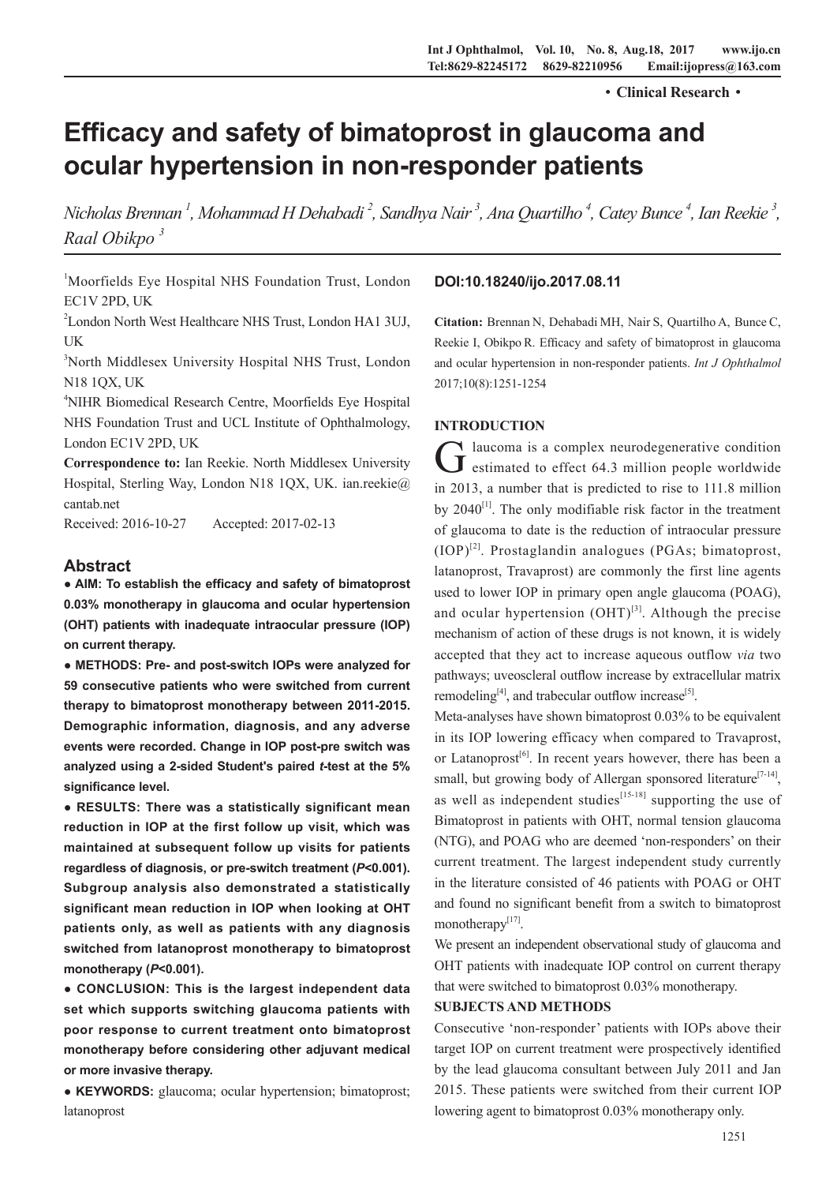· Clinical Research ·

# Efficacy and safety of bimatoprost in glaucoma and ocular hypertension in non-responder patients

*Nicholas Brennan [1], Mohammad H Dehabadi [2], Sandhya Nair [3], Ana Quartilho [4], Catey Bunce [4], Ian Reekie [3], Raal Obikpo [3]*

[1]Moorfields Eye Hospital NHS Foundation Trust, London EC1V 2PD, UK

[2]London North West Healthcare NHS Trust, London HA1 3UJ, UK

[3]North Middlesex University Hospital NHS Trust, London N18 1QX, UK

[4]NIHR Biomedical Research Centre, Moorfields Eye Hospital NHS Foundation Trust and UCL Institute of Ophthalmology, London EC1V 2PD, UK

**Correspondence to:** Ian Reekie. North Middlesex University Hospital, Sterling Way, London N18 1QX, UK. ian.reekie@cantab.net

Received: 2016-10-27  Accepted: 2017-02-13

## Abstract

**● AIM: To establish the efficacy and safety of bimatoprost 0.03% monotherapy in glaucoma and ocular hypertension (OHT) patients with inadequate intraocular pressure (IOP) on current therapy.**

**● METHODS: Pre- and post-switch IOPs were analyzed for 59 consecutive patients who were switched from current therapy to bimatoprost monotherapy between 2011-2015. Demographic information, diagnosis, and any adverse events were recorded. Change in IOP post-pre switch was analyzed using a 2-sided Student's paired *t*-test at the 5% significance level.**

**● RESULTS: There was a statistically significant mean reduction in IOP at the first follow up visit, which was maintained at subsequent follow up visits for patients regardless of diagnosis, or pre-switch treatment (*P*<0.001). Subgroup analysis also demonstrated a statistically significant mean reduction in IOP when looking at OHT patients only, as well as patients with any diagnosis switched from latanoprost monotherapy to bimatoprost monotherapy (*P*<0.001).**

**● CONCLUSION: This is the largest independent data set which supports switching glaucoma patients with poor response to current treatment onto bimatoprost monotherapy before considering other adjuvant medical or more invasive therapy.**

**● KEYWORDS:** glaucoma; ocular hypertension; bimatoprost; latanoprost

**DOI:10.18240/ijo.2017.08.11**

**Citation:** Brennan N, Dehabadi MH, Nair S, Quartilho A, Bunce C, Reekie I, Obikpo R. Efficacy and safety of bimatoprost in glaucoma and ocular hypertension in non-responder patients. *Int J Ophthalmol* 2017;10(8):1251-1254

## INTRODUCTION

Glaucoma is a complex neurodegenerative condition estimated to effect 64.3 million people worldwide in 2013, a number that is predicted to rise to 111.8 million by 2040[1]. The only modifiable risk factor in the treatment of glaucoma to date is the reduction of intraocular pressure (IOP)[2]. Prostaglandin analogues (PGAs; bimatoprost, latanoprost, Travaprost) are commonly the first line agents used to lower IOP in primary open angle glaucoma (POAG), and ocular hypertension (OHT)[3]. Although the precise mechanism of action of these drugs is not known, it is widely accepted that they act to increase aqueous outflow *via* two pathways; uveoscleral outflow increase by extracellular matrix remodeling[4], and trabecular outflow increase[5].

Meta-analyses have shown bimatoprost 0.03% to be equivalent in its IOP lowering efficacy when compared to Travaprost, or Latanoprost[6]. In recent years however, there has been a small, but growing body of Allergan sponsored literature[7-14], as well as independent studies[15-18] supporting the use of Bimatoprost in patients with OHT, normal tension glaucoma (NTG), and POAG who are deemed 'non-responders' on their current treatment. The largest independent study currently in the literature consisted of 46 patients with POAG or OHT and found no significant benefit from a switch to bimatoprost monotherapy[17].

We present an independent observational study of glaucoma and OHT patients with inadequate IOP control on current therapy that were switched to bimatoprost 0.03% monotherapy.

## SUBJECTS AND METHODS

Consecutive 'non-responder' patients with IOPs above their target IOP on current treatment were prospectively identified by the lead glaucoma consultant between July 2011 and Jan 2015. These patients were switched from their current IOP lowering agent to bimatoprost 0.03% monotherapy only.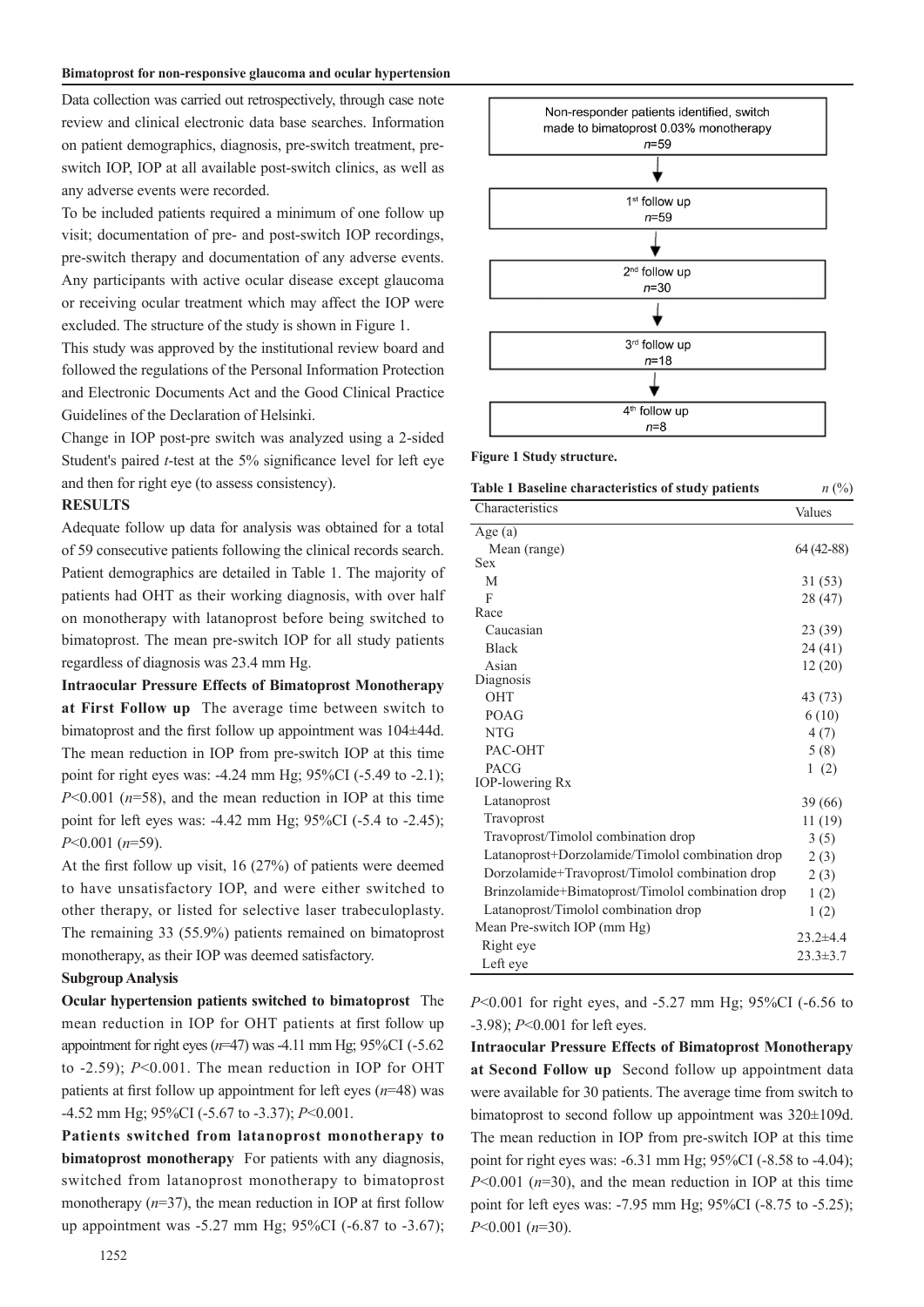Data collection was carried out retrospectively, through case note review and clinical electronic data base searches. Information on patient demographics, diagnosis, pre-switch treatment, pre-switch IOP, IOP at all available post-switch clinics, as well as any adverse events were recorded.

To be included patients required a minimum of one follow up visit; documentation of pre- and post-switch IOP recordings, pre-switch therapy and documentation of any adverse events. Any participants with active ocular disease except glaucoma or receiving ocular treatment which may affect the IOP were excluded. The structure of the study is shown in Figure 1.

This study was approved by the institutional review board and followed the regulations of the Personal Information Protection and Electronic Documents Act and the Good Clinical Practice Guidelines of the Declaration of Helsinki.

Change in IOP post-pre switch was analyzed using a 2-sided Student's paired *t*-test at the 5% significance level for left eye and then for right eye (to assess consistency).

**RESULTS**

Adequate follow up data for analysis was obtained for a total of 59 consecutive patients following the clinical records search. Patient demographics are detailed in Table 1. The majority of patients had OHT as their working diagnosis, with over half on monotherapy with latanoprost before being switched to bimatoprost. The mean pre-switch IOP for all study patients regardless of diagnosis was 23.4 mm Hg.

**Intraocular Pressure Effects of Bimatoprost Monotherapy at First Follow up** The average time between switch to bimatoprost and the first follow up appointment was 104±44d. The mean reduction in IOP from pre-switch IOP at this time point for right eyes was: -4.24 mm Hg; 95%CI (-5.49 to -2.1); $P<0.001$ ($n=58$), and the mean reduction in IOP at this time point for left eyes was: -4.42 mm Hg; 95%CI (-5.4 to -2.45); $P<0.001$ ($n=59$).

At the first follow up visit, 16 (27%) of patients were deemed to have unsatisfactory IOP, and were either switched to other therapy, or listed for selective laser trabeculoplasty. The remaining 33 (55.9%) patients remained on bimatoprost monotherapy, as their IOP was deemed satisfactory.

**Subgroup Analysis**

**Ocular hypertension patients switched to bimatoprost** The mean reduction in IOP for OHT patients at first follow up appointment for right eyes ($n=47$) was -4.11 mm Hg; 95%CI (-5.62 to -2.59); $P<0.001$. The mean reduction in IOP for OHT patients at first follow up appointment for left eyes ($n=48$) was -4.52 mm Hg; 95%CI (-5.67 to -3.37); $P<0.001$.

**Patients switched from latanoprost monotherapy to bimatoprost monotherapy** For patients with any diagnosis, switched from latanoprost monotherapy to bimatoprost monotherapy ($n=37$), the mean reduction in IOP at first follow up appointment was -5.27 mm Hg; 95%CI (-6.87 to -3.67); $P<0.001$ for right eyes, and -5.27 mm Hg; 95%CI (-6.56 to -3.98); $P<0.001$ for left eyes.

Non-responder patients identified, switch made to bimatoprost 0.03% monotherapy $n=59$
→ 1st follow up $n=59$
→ 2nd follow up $n=30$
→ 3rd follow up $n=18$
→ 4th follow up $n=8$

**Figure 1 Study structure.**

**Table 1 Baseline characteristics of study patients** *n* (%)

| Characteristics | Values |
|---|---|
| Age (a) | |
| Mean (range) | 64 (42-88) |
| Sex | |
| M | 31 (53) |
| F | 28 (47) |
| Race | |
| Caucasian | 23 (39) |
| Black | 24 (41) |
| Asian | 12 (20) |
| Diagnosis | |
| OHT | 43 (73) |
| POAG | 6 (10) |
| NTG | 4 (7) |
| PAC-OHT | 5 (8) |
| PACG | 1 (2) |
| IOP-lowering Rx | |
| Latanoprost | 39 (66) |
| Travoprost | 11 (19) |
| Travoprost/Timolol combination drop | 3 (5) |
| Latanoprost+Dorzolamide/Timolol combination drop | 2 (3) |
| Dorzolamide+Travoprost/Timolol combination drop | 2 (3) |
| Brinzolamide+Bimatoprost/Timolol combination drop | 1 (2) |
| Latanoprost/Timolol combination drop | 1 (2) |
| Mean Pre-switch IOP (mm Hg) | |
| Right eye | 23.2±4.4 |
| Left eye | 23.3±3.7 |

**Intraocular Pressure Effects of Bimatoprost Monotherapy at Second Follow up** Second follow up appointment data were available for 30 patients. The average time from switch to bimatoprost to second follow up appointment was 320±109d. The mean reduction in IOP from pre-switch IOP at this time point for right eyes was: -6.31 mm Hg; 95%CI (-8.58 to -4.04); $P<0.001$ ($n=30$), and the mean reduction in IOP at this time point for left eyes was: -7.95 mm Hg; 95%CI (-8.75 to -5.25); $P<0.001$ ($n=30$).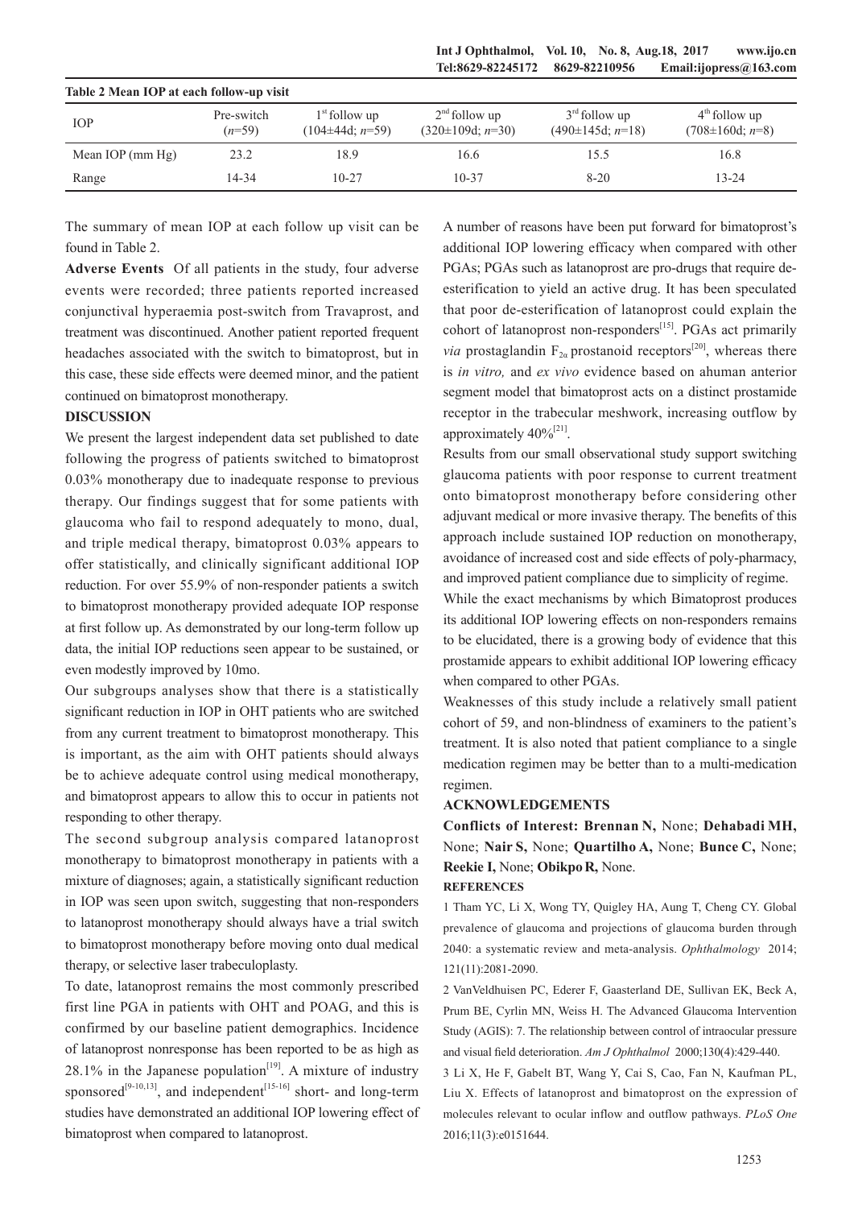**Table 2 Mean IOP at each follow-up visit**

| IOP | Pre-switch ($n$=59) | 1st follow up (104±44d; $n$=59) | 2nd follow up (320±109d; $n$=30) | 3rd follow up (490±145d; $n$=18) | 4th follow up (708±160d; $n$=8) |
|---|---|---|---|---|---|
| Mean IOP (mm Hg) | 23.2 | 18.9 | 16.6 | 15.5 | 16.8 |
| Range | 14-34 | 10-27 | 10-37 | 8-20 | 13-24 |

The summary of mean IOP at each follow up visit can be found in Table 2.

**Adverse Events** Of all patients in the study, four adverse events were recorded; three patients reported increased conjunctival hyperaemia post-switch from Travaprost, and treatment was discontinued. Another patient reported frequent headaches associated with the switch to bimatoprost, but in this case, these side effects were deemed minor, and the patient continued on bimatoprost monotherapy.

## DISCUSSION

We present the largest independent data set published to date following the progress of patients switched to bimatoprost 0.03% monotherapy due to inadequate response to previous therapy. Our findings suggest that for some patients with glaucoma who fail to respond adequately to mono, dual, and triple medical therapy, bimatoprost 0.03% appears to offer statistically, and clinically significant additional IOP reduction. For over 55.9% of non-responder patients a switch to bimatoprost monotherapy provided adequate IOP response at first follow up. As demonstrated by our long-term follow up data, the initial IOP reductions seen appear to be sustained, or even modestly improved by 10mo.

Our subgroups analyses show that there is a statistically significant reduction in IOP in OHT patients who are switched from any current treatment to bimatoprost monotherapy. This is important, as the aim with OHT patients should always be to achieve adequate control using medical monotherapy, and bimatoprost appears to allow this to occur in patients not responding to other therapy.

The second subgroup analysis compared latanoprost monotherapy to bimatoprost monotherapy in patients with a mixture of diagnoses; again, a statistically significant reduction in IOP was seen upon switch, suggesting that non-responders to latanoprost monotherapy should always have a trial switch to bimatoprost monotherapy before moving onto dual medical therapy, or selective laser trabeculoplasty.

To date, latanoprost remains the most commonly prescribed first line PGA in patients with OHT and POAG, and this is confirmed by our baseline patient demographics. Incidence of latanoprost nonresponse has been reported to be as high as 28.1% in the Japanese population[19]. A mixture of industry sponsored[9-10,13], and independent[15-16] short- and long-term studies have demonstrated an additional IOP lowering effect of bimatoprost when compared to latanoprost.

A number of reasons have been put forward for bimatoprost's additional IOP lowering efficacy when compared with other PGAs; PGAs such as latanoprost are pro-drugs that require de-esterification to yield an active drug. It has been speculated that poor de-esterification of latanoprost could explain the cohort of latanoprost non-responders[15]. PGAs act primarily *via* prostaglandin $F_{2\alpha}$ prostanoid receptors[20], whereas there is *in vitro,* and *ex vivo* evidence based on ahuman anterior segment model that bimatoprost acts on a distinct prostamide receptor in the trabecular meshwork, increasing outflow by approximately 40%[21].

Results from our small observational study support switching glaucoma patients with poor response to current treatment onto bimatoprost monotherapy before considering other adjuvant medical or more invasive therapy. The benefits of this approach include sustained IOP reduction on monotherapy, avoidance of increased cost and side effects of poly-pharmacy, and improved patient compliance due to simplicity of regime.

While the exact mechanisms by which Bimatoprost produces its additional IOP lowering effects on non-responders remains to be elucidated, there is a growing body of evidence that this prostamide appears to exhibit additional IOP lowering efficacy when compared to other PGAs.

Weaknesses of this study include a relatively small patient cohort of 59, and non-blindness of examiners to the patient's treatment. It is also noted that patient compliance to a single medication regimen may be better than to a multi-medication regimen.

## ACKNOWLEDGEMENTS

**Conflicts of Interest: Brennan N,** None; **Dehabadi MH,** None; **Nair S,** None; **Quartilho A,** None; **Bunce C,** None; **Reekie I,** None; **Obikpo R,** None.

## REFERENCES

1 Tham YC, Li X, Wong TY, Quigley HA, Aung T, Cheng CY. Global prevalence of glaucoma and projections of glaucoma burden through 2040: a systematic review and meta-analysis. *Ophthalmology* 2014; 121(11):2081-2090.

2 VanVeldhuisen PC, Ederer F, Gaasterland DE, Sullivan EK, Beck A, Prum BE, Cyrlin MN, Weiss H. The Advanced Glaucoma Intervention Study (AGIS): 7. The relationship between control of intraocular pressure and visual field deterioration. *Am J Ophthalmol* 2000;130(4):429-440.

3 Li X, He F, Gabelt BT, Wang Y, Cai S, Cao, Fan N, Kaufman PL, Liu X. Effects of latanoprost and bimatoprost on the expression of molecules relevant to ocular inflow and outflow pathways. *PLoS One* 2016;11(3):e0151644.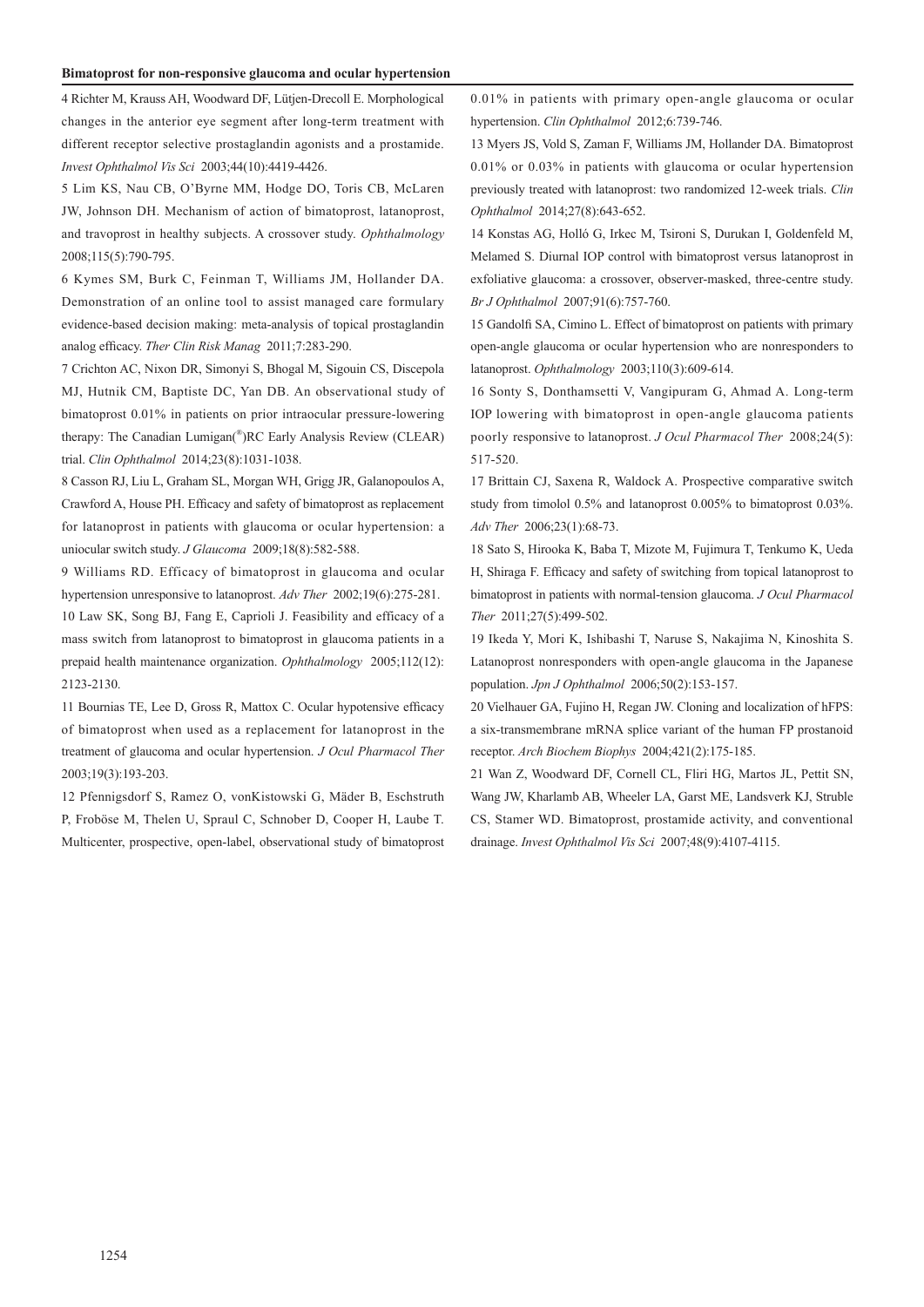4 Richter M, Krauss AH, Woodward DF, Lütjen-Drecoll E. Morphological changes in the anterior eye segment after long-term treatment with different receptor selective prostaglandin agonists and a prostamide. *Invest Ophthalmol Vis Sci* 2003;44(10):4419-4426.

5 Lim KS, Nau CB, O'Byrne MM, Hodge DO, Toris CB, McLaren JW, Johnson DH. Mechanism of action of bimatoprost, latanoprost, and travoprost in healthy subjects. A crossover study. *Ophthalmology* 2008;115(5):790-795.

6 Kymes SM, Burk C, Feinman T, Williams JM, Hollander DA. Demonstration of an online tool to assist managed care formulary evidence-based decision making: meta-analysis of topical prostaglandin analog efficacy. *Ther Clin Risk Manag* 2011;7:283-290.

7 Crichton AC, Nixon DR, Simonyi S, Bhogal M, Sigouin CS, Discepola MJ, Hutnik CM, Baptiste DC, Yan DB. An observational study of bimatoprost 0.01% in patients on prior intraocular pressure-lowering therapy: The Canadian Lumigan(®)RC Early Analysis Review (CLEAR) trial. *Clin Ophthalmol* 2014;23(8):1031-1038.

8 Casson RJ, Liu L, Graham SL, Morgan WH, Grigg JR, Galanopoulos A, Crawford A, House PH. Efficacy and safety of bimatoprost as replacement for latanoprost in patients with glaucoma or ocular hypertension: a uniocular switch study. *J Glaucoma* 2009;18(8):582-588.

9 Williams RD. Efficacy of bimatoprost in glaucoma and ocular hypertension unresponsive to latanoprost. *Adv Ther* 2002;19(6):275-281.

10 Law SK, Song BJ, Fang E, Caprioli J. Feasibility and efficacy of a mass switch from latanoprost to bimatoprost in glaucoma patients in a prepaid health maintenance organization. *Ophthalmology* 2005;112(12):2123-2130.

11 Bournias TE, Lee D, Gross R, Mattox C. Ocular hypotensive efficacy of bimatoprost when used as a replacement for latanoprost in the treatment of glaucoma and ocular hypertension. *J Ocul Pharmacol Ther* 2003;19(3):193-203.

12 Pfennigsdorf S, Ramez O, vonKistowski G, Mäder B, Eschstruth P, Froböse M, Thelen U, Spraul C, Schnober D, Cooper H, Laube T. Multicenter, prospective, open-label, observational study of bimatoprost 0.01% in patients with primary open-angle glaucoma or ocular hypertension. *Clin Ophthalmol* 2012;6:739-746.

13 Myers JS, Vold S, Zaman F, Williams JM, Hollander DA. Bimatoprost 0.01% or 0.03% in patients with glaucoma or ocular hypertension previously treated with latanoprost: two randomized 12-week trials. *Clin Ophthalmol* 2014;27(8):643-652.

14 Konstas AG, Holló G, Irkec M, Tsironi S, Durukan I, Goldenfeld M, Melamed S. Diurnal IOP control with bimatoprost versus latanoprost in exfoliative glaucoma: a crossover, observer-masked, three-centre study. *Br J Ophthalmol* 2007;91(6):757-760.

15 Gandolfi SA, Cimino L. Effect of bimatoprost on patients with primary open-angle glaucoma or ocular hypertension who are nonresponders to latanoprost. *Ophthalmology* 2003;110(3):609-614.

16 Sonty S, Donthamsetti V, Vangipuram G, Ahmad A. Long-term IOP lowering with bimatoprost in open-angle glaucoma patients poorly responsive to latanoprost. *J Ocul Pharmacol Ther* 2008;24(5):517-520.

17 Brittain CJ, Saxena R, Waldock A. Prospective comparative switch study from timolol 0.5% and latanoprost 0.005% to bimatoprost 0.03%. *Adv Ther* 2006;23(1):68-73.

18 Sato S, Hirooka K, Baba T, Mizote M, Fujimura T, Tenkumo K, Ueda H, Shiraga F. Efficacy and safety of switching from topical latanoprost to bimatoprost in patients with normal-tension glaucoma. *J Ocul Pharmacol Ther* 2011;27(5):499-502.

19 Ikeda Y, Mori K, Ishibashi T, Naruse S, Nakajima N, Kinoshita S. Latanoprost nonresponders with open-angle glaucoma in the Japanese population. *Jpn J Ophthalmol* 2006;50(2):153-157.

20 Vielhauer GA, Fujino H, Regan JW. Cloning and localization of hFPS: a six-transmembrane mRNA splice variant of the human FP prostanoid receptor. *Arch Biochem Biophys* 2004;421(2):175-185.

21 Wan Z, Woodward DF, Cornell CL, Fliri HG, Martos JL, Pettit SN, Wang JW, Kharlamb AB, Wheeler LA, Garst ME, Landsverk KJ, Struble CS, Stamer WD. Bimatoprost, prostamide activity, and conventional drainage. *Invest Ophthalmol Vis Sci* 2007;48(9):4107-4115.